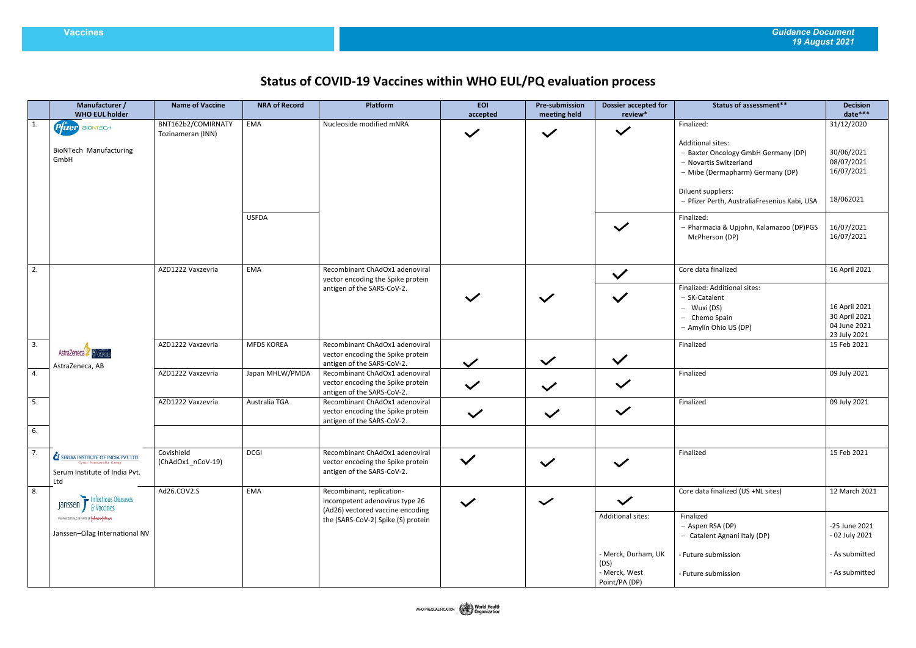# Status of COVID-19 Vaccines within WHO EUL/PQ evaluation process

| | Manufacturer / WHO EUL holder | Name of Vaccine | NRA of Record | Platform | EOI accepted | Pre-submission meeting held | Dossier accepted for review* | Status of assessment** | Decision date*** |
|---|---|---|---|---|---|---|---|---|---|
| 1. | Pfizer BIONTECH<br><br>BioNTech Manufacturing GmbH | BNT162b2/COMIRNATY Tozinameran (INN) | EMA | Nucleoside modified mNRA | ✓ | ✓ | ✓ | Finalized:<br><br>Additional sites:<br>– Baxter Oncology GmbH Germany (DP)<br>– Novartis Switzerland<br>– Mibe (Dermapharm) Germany (DP)<br><br>Diluent suppliers:<br>– Pfizer Perth, AustraliaFresenius Kabi, USA | 31/12/2020<br><br><br>30/06/2021<br>08/07/2021<br>16/07/2021<br><br><br>18/062021 |
| | | | USFDA | | | | ✓ | Finalized:<br>– Pharmacia & Upjohn, Kalamazoo (DP)PGS McPherson (DP) | 16/07/2021<br>16/07/2021 |
| 2. | AstraZeneca, AB | AZD1222 Vaxzevria | EMA | Recombinant ChAdOx1 adenoviral vector encoding the Spike protein antigen of the SARS-CoV-2. | ✓ | ✓ | ✓ | Core data finalized | 16 April 2021 |
| | | | | | | | ✓ | Finalized: Additional sites:<br>– SK-Catalent<br>– Wuxi (DS)<br>– Chemo Spain<br>– Amylin Ohio US (DP) | 16 April 2021<br>30 April 2021<br>04 June 2021<br>23 July 2021 |
| 3. | | AZD1222 Vaxzevria | MFDS KOREA | Recombinant ChAdOx1 adenoviral vector encoding the Spike protein antigen of the SARS-CoV-2. | ✓ | ✓ | ✓ | Finalized | 15 Feb 2021 |
| 4. | | AZD1222 Vaxzevria | Japan MHLW/PMDA | Recombinant ChAdOx1 adenoviral vector encoding the Spike protein antigen of the SARS-CoV-2. | ✓ | ✓ | ✓ | Finalized | 09 July 2021 |
| 5. | | AZD1222 Vaxzevria | Australia TGA | Recombinant ChAdOx1 adenoviral vector encoding the Spike protein antigen of the SARS-CoV-2. | ✓ | ✓ | ✓ | Finalized | 09 July 2021 |
| 6. | | | | | | | | | |
| 7. | SERUM INSTITUTE OF INDIA PVT. LTD. Cyrus Poonawalla Group<br><br>Serum Institute of India Pvt. Ltd | Covishield (ChAdOx1_nCoV-19) | DCGI | Recombinant ChAdOx1 adenoviral vector encoding the Spike protein antigen of the SARS-CoV-2. | ✓ | ✓ | ✓ | Finalized | 15 Feb 2021 |
| 8. | Janssen Infectious Diseases & Vaccines<br><br>Janssen–Cilag International NV | Ad26.COV2.S | EMA | Recombinant, replication-incompetent adenovirus type 26 (Ad26) vectored vaccine encoding the (SARS-CoV-2) Spike (S) protein | ✓ | ✓ | ✓ | Core data finalized (US +NL sites) | 12 March 2021 |
| | | | | | | | Additional sites: | Finalized<br>– Aspen RSA (DP)<br>– Catalent Agnani Italy (DP) | -25 June 2021<br>- 02 July 2021 |
| | | | | | | | - Merck, Durham, UK (DS) | - Future submission | - As submitted |
| | | | | | | | - Merck, West Point/PA (DP) | - Future submission | - As submitted |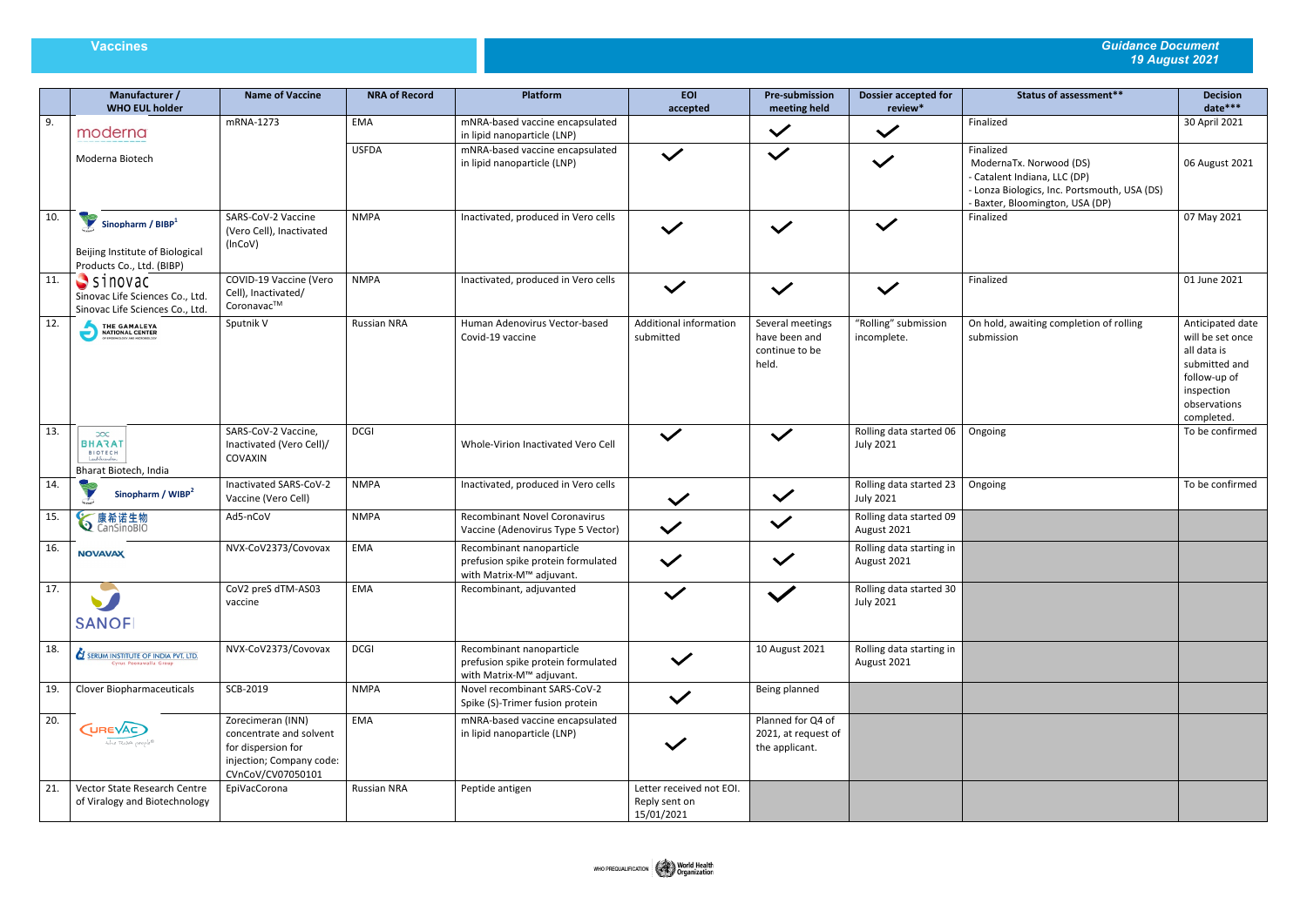|  | Manufacturer / WHO EUL holder | Name of Vaccine | NRA of Record | Platform | EOI accepted | Pre-submission meeting held | Dossier accepted for review* | Status of assessment** | Decision date*** |
|---|---|---|---|---|---|---|---|---|---|
| 9. | moderna<br>Moderna Biotech | mRNA-1273 | EMA | mNRA-based vaccine encapsulated in lipid nanoparticle (LNP) |  | ✓ | ✓ | Finalized | 30 April 2021 |
|  |  |  | USFDA | mNRA-based vaccine encapsulated in lipid nanoparticle (LNP) | ✓ | ✓ | ✓ | Finalized<br>ModernaTx. Norwood (DS)<br>- Catalent Indiana, LLC (DP)<br>- Lonza Biologics, Inc. Portsmouth, USA (DS)<br>- Baxter, Bloomington, USA (DP) | 06 August 2021 |
| 10. | Sinopharm / BIBP[1]<br>Beijing Institute of Biological Products Co., Ltd. (BIBP) | SARS-CoV-2 Vaccine (Vero Cell), Inactivated (InCoV) | NMPA | Inactivated, produced in Vero cells | ✓ | ✓ | ✓ | Finalized | 07 May 2021 |
| 11. | sinovac<br>Sinovac Life Sciences Co., Ltd.<br>Sinovac Life Sciences Co., Ltd. | COVID-19 Vaccine (Vero Cell), Inactivated/ Coronavac™ | NMPA | Inactivated, produced in Vero cells | ✓ | ✓ | ✓ | Finalized | 01 June 2021 |
| 12. | THE GAMALEYA NATIONAL CENTER | Sputnik V | Russian NRA | Human Adenovirus Vector-based Covid-19 vaccine | Additional information submitted | Several meetings have been and continue to be held. | "Rolling" submission incomplete. | On hold, awaiting completion of rolling submission | Anticipated date will be set once all data is submitted and follow-up of inspection observations completed. |
| 13. | BHARAT BIOTECH<br>Bharat Biotech, India | SARS-CoV-2 Vaccine, Inactivated (Vero Cell)/ COVAXIN | DCGI | Whole-Virion Inactivated Vero Cell | ✓ | ✓ | Rolling data started 06 July 2021 | Ongoing | To be confirmed |
| 14. | Sinopharm / WIBP[2] | Inactivated SARS-CoV-2 Vaccine (Vero Cell) | NMPA | Inactivated, produced in Vero cells | ✓ | ✓ | Rolling data started 23 July 2021 | Ongoing | To be confirmed |
| 15. | 康希诺生物 CanSinoBIO | Ad5-nCoV | NMPA | Recombinant Novel Coronavirus Vaccine (Adenovirus Type 5 Vector) | ✓ | ✓ | Rolling data started 09 August 2021 |  |  |
| 16. | NOVAVAX | NVX-CoV2373/Covovax | EMA | Recombinant nanoparticle prefusion spike protein formulated with Matrix-M™ adjuvant. | ✓ | ✓ | Rolling data starting in August 2021 |  |  |
| 17. | SANOFI | CoV2 preS dTM-AS03 vaccine | EMA | Recombinant, adjuvanted | ✓ | ✓ | Rolling data started 30 July 2021 |  |  |
| 18. | SERUM INSTITUTE OF INDIA PVT. LTD. | NVX-CoV2373/Covovax | DCGI | Recombinant nanoparticle prefusion spike protein formulated with Matrix-M™ adjuvant. | ✓ | 10 August 2021 | Rolling data starting in August 2021 |  |  |
| 19. | Clover Biopharmaceuticals | SCB-2019 | NMPA | Novel recombinant SARS-CoV-2 Spike (S)-Trimer fusion protein | ✓ | Being planned |  |  |  |
| 20. | CUREVAC | Zorecimeran (INN) concentrate and solvent for dispersion for injection; Company code: CVnCoV/CV07050101 | EMA | mRNA-based vaccine encapsulated in lipid nanoparticle (LNP) | ✓ | Planned for Q4 of 2021, at request of the applicant. |  |  |  |
| 21. | Vector State Research Centre of Viralogy and Biotechnology | EpiVacCorona | Russian NRA | Peptide antigen | Letter received not EOI. Reply sent on 15/01/2021 |  |  |  |  |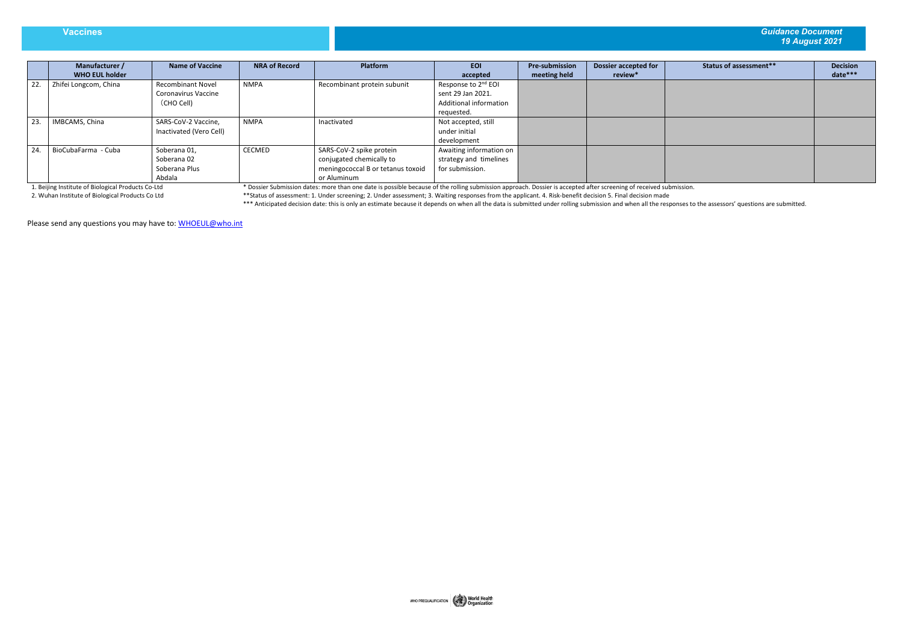| | Manufacturer / WHO EUL holder | Name of Vaccine | NRA of Record | Platform | EOI accepted | Pre-submission meeting held | Dossier accepted for review* | Status of assessment** | Decision date*** |
|---|---|---|---|---|---|---|---|---|---|
| 22. | Zhifei Longcom, China | Recombinant Novel Coronavirus Vaccine （CHO Cell) | NMPA | Recombinant protein subunit | Response to 2nd EOI sent 29 Jan 2021. Additional information requested. | | | | |
| 23. | IMBCAMS, China | SARS-CoV-2 Vaccine, Inactivated (Vero Cell) | NMPA | Inactivated | Not accepted, still under initial development | | | | |
| 24. | BioCubaFarma - Cuba | Soberana 01, Soberana 02 Soberana Plus Abdala | CECMED | SARS-CoV-2 spike protein conjugated chemically to meningococcal B or tetanus toxoid or Aluminum | Awaiting information on strategy and timelines for submission. | | | | |

1. Beijing Institute of Biological Products Co-Ltd
2. Wuhan Institute of Biological Products Co Ltd

\* Dossier Submission dates: more than one date is possible because of the rolling submission approach. Dossier is accepted after screening of received submission.

\*\*Status of assessment: 1. Under screening; 2. Under assessment; 3. Waiting responses from the applicant. 4. Risk-benefit decision 5. Final decision made

\*\*\* Anticipated decision date: this is only an estimate because it depends on when all the data is submitted under rolling submission and when all the responses to the assessors' questions are submitted.

Please send any questions you may have to: WHOEUL@who.int